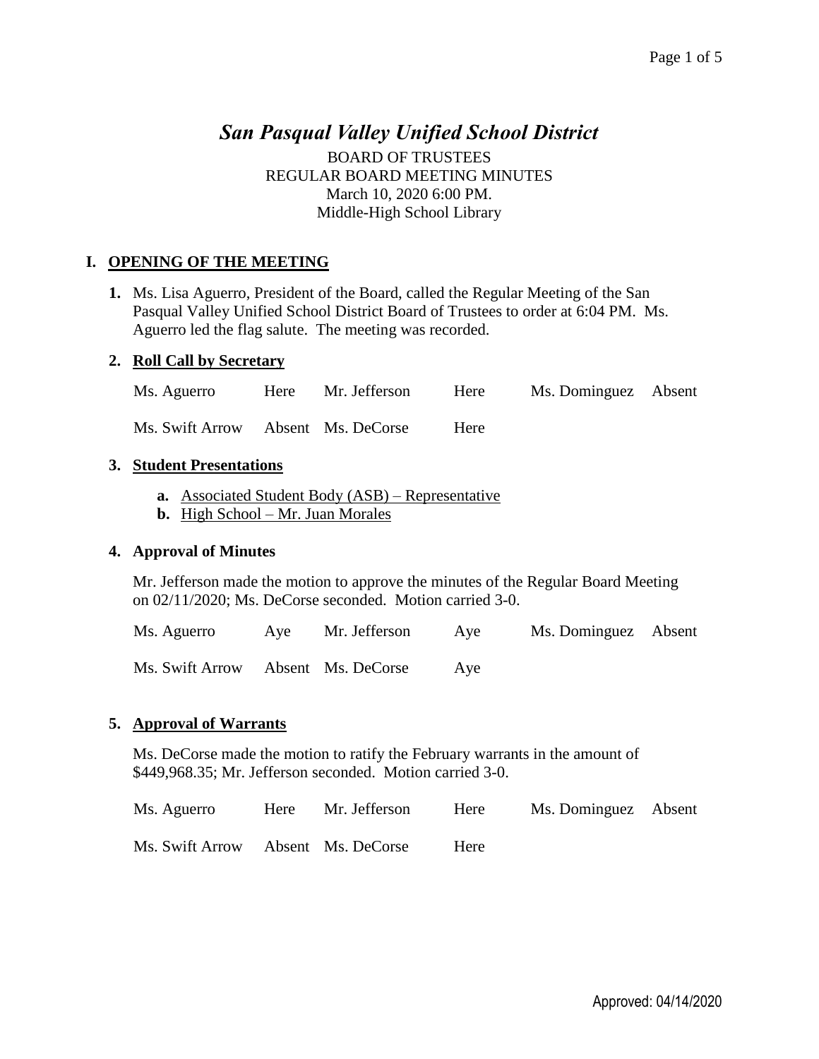# *San Pasqual Valley Unified School District*

BOARD OF TRUSTEES
REGULAR BOARD MEETING MINUTES
March 10, 2020 6:00 PM.
Middle-High School Library

## I. OPENING OF THE MEETING

**1.** Ms. Lisa Aguerro, President of the Board, called the Regular Meeting of the San Pasqual Valley Unified School District Board of Trustees to order at 6:04 PM. Ms. Aguerro led the flag salute. The meeting was recorded.

**2. Roll Call by Secretary**

| | | | | | |
|---|---|---|---|---|---|
| Ms. Aguerro | Here | Mr. Jefferson | Here | Ms. Dominguez | Absent |
| Ms. Swift Arrow | Absent | Ms. DeCorse | Here | | |

**3. Student Presentations**

- **a.** Associated Student Body (ASB) – Representative
- **b.** High School – Mr. Juan Morales

**4. Approval of Minutes**

Mr. Jefferson made the motion to approve the minutes of the Regular Board Meeting on 02/11/2020; Ms. DeCorse seconded. Motion carried 3-0.

| | | | | | |
|---|---|---|---|---|---|
| Ms. Aguerro | Aye | Mr. Jefferson | Aye | Ms. Dominguez | Absent |
| Ms. Swift Arrow | Absent | Ms. DeCorse | Aye | | |

**5. Approval of Warrants**

Ms. DeCorse made the motion to ratify the February warrants in the amount of $449,968.35; Mr. Jefferson seconded. Motion carried 3-0.

| | | | | | |
|---|---|---|---|---|---|
| Ms. Aguerro | Here | Mr. Jefferson | Here | Ms. Dominguez | Absent |
| Ms. Swift Arrow | Absent | Ms. DeCorse | Here | | |

Approved: 04/14/2020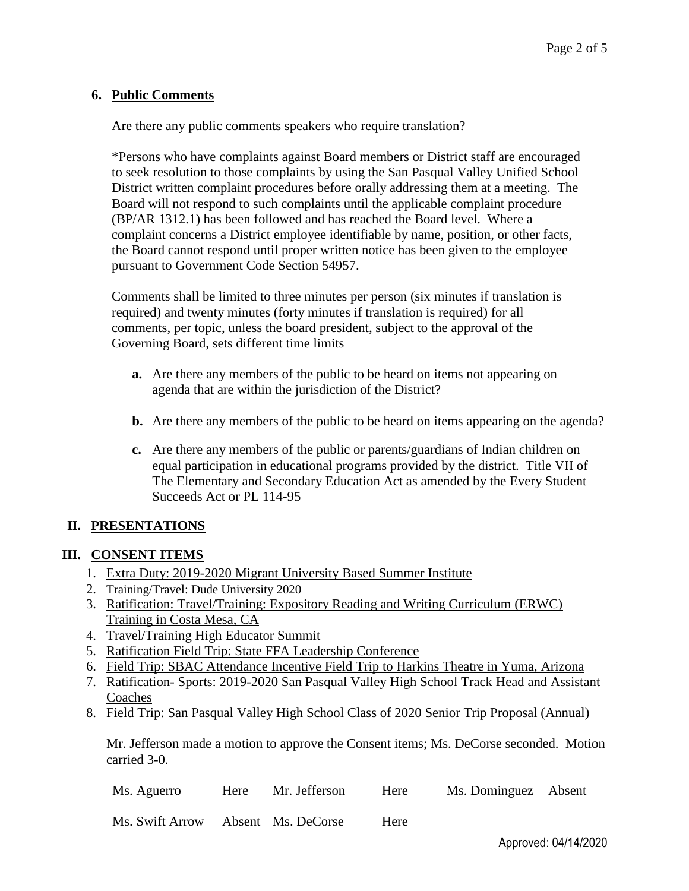**6. Public Comments**

Are there any public comments speakers who require translation?

*Persons who have complaints against Board members or District staff are encouraged to seek resolution to those complaints by using the San Pasqual Valley Unified School District written complaint procedures before orally addressing them at a meeting. The Board will not respond to such complaints until the applicable complaint procedure (BP/AR 1312.1) has been followed and has reached the Board level. Where a complaint concerns a District employee identifiable by name, position, or other facts, the Board cannot respond until proper written notice has been given to the employee pursuant to Government Code Section 54957.

Comments shall be limited to three minutes per person (six minutes if translation is required) and twenty minutes (forty minutes if translation is required) for all comments, per topic, unless the board president, subject to the approval of the Governing Board, sets different time limits

- **a.** Are there any members of the public to be heard on items not appearing on agenda that are within the jurisdiction of the District?
- **b.** Are there any members of the public to be heard on items appearing on the agenda?
- **c.** Are there any members of the public or parents/guardians of Indian children on equal participation in educational programs provided by the district. Title VII of The Elementary and Secondary Education Act as amended by the Every Student Succeeds Act or PL 114-95

## II. PRESENTATIONS

## III. CONSENT ITEMS

1. Extra Duty: 2019-2020 Migrant University Based Summer Institute
2. Training/Travel: Dude University 2020
3. Ratification: Travel/Training: Expository Reading and Writing Curriculum (ERWC) Training in Costa Mesa, CA
4. Travel/Training High Educator Summit
5. Ratification Field Trip: State FFA Leadership Conference
6. Field Trip: SBAC Attendance Incentive Field Trip to Harkins Theatre in Yuma, Arizona
7. Ratification- Sports: 2019-2020 San Pasqual Valley High School Track Head and Assistant Coaches
8. Field Trip: San Pasqual Valley High School Class of 2020 Senior Trip Proposal (Annual)

Mr. Jefferson made a motion to approve the Consent items; Ms. DeCorse seconded. Motion carried 3-0.

| | | | | | |
|---|---|---|---|---|---|
| Ms. Aguerro | Here | Mr. Jefferson | Here | Ms. Dominguez | Absent |
| Ms. Swift Arrow | Absent | Ms. DeCorse | Here | | |

Approved: 04/14/2020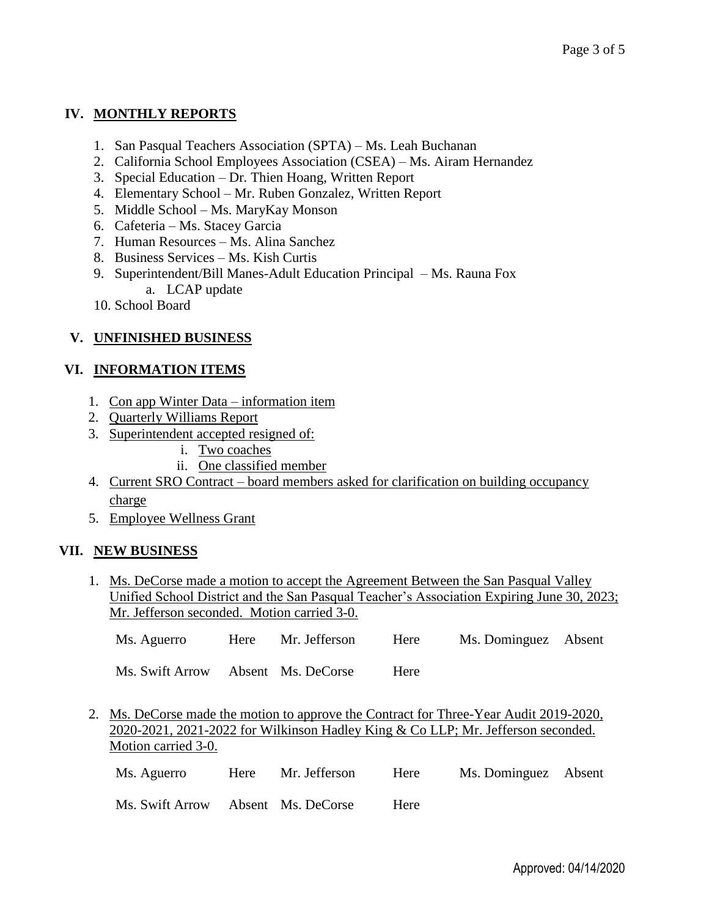## IV. MONTHLY REPORTS

1. San Pasqual Teachers Association (SPTA) – Ms. Leah Buchanan
2. California School Employees Association (CSEA) – Ms. Airam Hernandez
3. Special Education – Dr. Thien Hoang, Written Report
4. Elementary School – Mr. Ruben Gonzalez, Written Report
5. Middle School – Ms. MaryKay Monson
6. Cafeteria – Ms. Stacey Garcia
7. Human Resources – Ms. Alina Sanchez
8. Business Services – Ms. Kish Curtis
9. Superintendent/Bill Manes-Adult Education Principal – Ms. Rauna Fox
   a. LCAP update
10. School Board

## V. UNFINISHED BUSINESS

## VI. INFORMATION ITEMS

1. Con app Winter Data – information item
2. Quarterly Williams Report
3. Superintendent accepted resigned of:
   i. Two coaches
   ii. One classified member
4. Current SRO Contract – board members asked for clarification on building occupancy charge
5. Employee Wellness Grant

## VII. NEW BUSINESS

1. Ms. DeCorse made a motion to accept the Agreement Between the San Pasqual Valley Unified School District and the San Pasqual Teacher's Association Expiring June 30, 2023; Mr. Jefferson seconded. Motion carried 3-0.

| | | | | | |
|---|---|---|---|---|---|
| Ms. Aguerro | Here | Mr. Jefferson | Here | Ms. Dominguez | Absent |
| Ms. Swift Arrow | Absent | Ms. DeCorse | Here | | |

2. Ms. DeCorse made the motion to approve the Contract for Three-Year Audit 2019-2020, 2020-2021, 2021-2022 for Wilkinson Hadley King & Co LLP; Mr. Jefferson seconded. Motion carried 3-0.

| | | | | | |
|---|---|---|---|---|---|
| Ms. Aguerro | Here | Mr. Jefferson | Here | Ms. Dominguez | Absent |
| Ms. Swift Arrow | Absent | Ms. DeCorse | Here | | |

Approved: 04/14/2020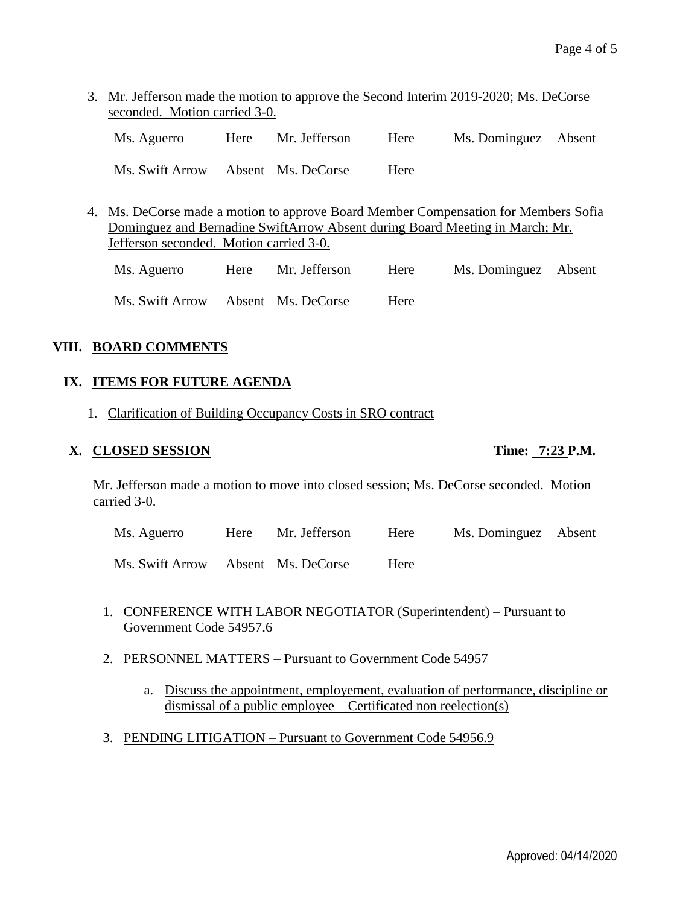3. Mr. Jefferson made the motion to approve the Second Interim 2019-2020; Ms. DeCorse seconded. Motion carried 3-0.

| Ms. Aguerro | Here | Mr. Jefferson | Here | Ms. Dominguez | Absent |
|---|---|---|---|---|---|
| Ms. Swift Arrow | Absent | Ms. DeCorse | Here | | |

4. Ms. DeCorse made a motion to approve Board Member Compensation for Members Sofia Dominguez and Bernadine SwiftArrow Absent during Board Meeting in March; Mr. Jefferson seconded. Motion carried 3-0.

| Ms. Aguerro | Here | Mr. Jefferson | Here | Ms. Dominguez | Absent |
|---|---|---|---|---|---|
| Ms. Swift Arrow | Absent | Ms. DeCorse | Here | | |

## VIII. BOARD COMMENTS

## IX. ITEMS FOR FUTURE AGENDA

1. Clarification of Building Occupancy Costs in SRO contract

## X. CLOSED SESSION

**Time: 7:23 P.M.**

Mr. Jefferson made a motion to move into closed session; Ms. DeCorse seconded. Motion carried 3-0.

| Ms. Aguerro | Here | Mr. Jefferson | Here | Ms. Dominguez | Absent |
|---|---|---|---|---|---|
| Ms. Swift Arrow | Absent | Ms. DeCorse | Here | | |

1. CONFERENCE WITH LABOR NEGOTIATOR (Superintendent) – Pursuant to Government Code 54957.6
2. PERSONNEL MATTERS – Pursuant to Government Code 54957
   a. Discuss the appointment, employement, evaluation of performance, discipline or dismissal of a public employee – Certificated non reelection(s)
3. PENDING LITIGATION – Pursuant to Government Code 54956.9

Approved: 04/14/2020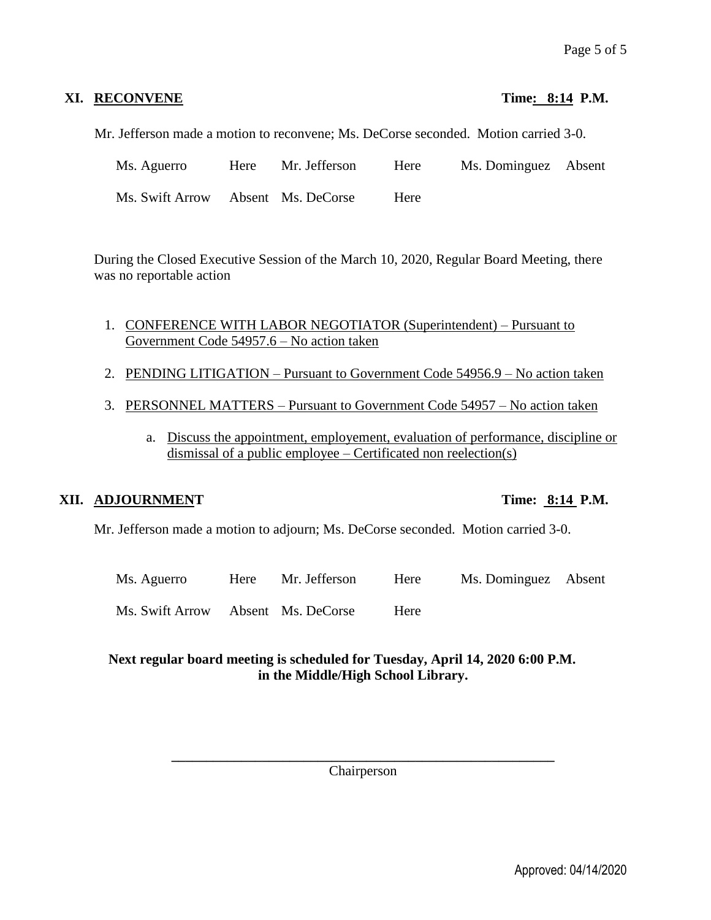## XI. RECONVENE

**Time: 8:14 P.M.**

Mr. Jefferson made a motion to reconvene; Ms. DeCorse seconded. Motion carried 3-0.

| | | | | | |
|---|---|---|---|---|---|
| Ms. Aguerro | Here | Mr. Jefferson | Here | Ms. Dominguez | Absent |
| Ms. Swift Arrow | Absent | Ms. DeCorse | Here | | |

During the Closed Executive Session of the March 10, 2020, Regular Board Meeting, there was no reportable action

1. CONFERENCE WITH LABOR NEGOTIATOR (Superintendent) – Pursuant to Government Code 54957.6 – No action taken
2. PENDING LITIGATION – Pursuant to Government Code 54956.9 – No action taken
3. PERSONNEL MATTERS – Pursuant to Government Code 54957 – No action taken
   a. Discuss the appointment, employement, evaluation of performance, discipline or dismissal of a public employee – Certificated non reelection(s)

## XII. ADJOURNMENT

**Time: 8:14 P.M.**

Mr. Jefferson made a motion to adjourn; Ms. DeCorse seconded. Motion carried 3-0.

| | | | | | |
|---|---|---|---|---|---|
| Ms. Aguerro | Here | Mr. Jefferson | Here | Ms. Dominguez | Absent |
| Ms. Swift Arrow | Absent | Ms. DeCorse | Here | | |

**Next regular board meeting is scheduled for Tuesday, April 14, 2020 6:00 P.M. in the Middle/High School Library.**

\_\_\_\_\_\_\_\_\_\_\_\_\_\_\_\_\_\_\_\_\_\_\_\_\_\_\_\_\_\_\_\_\_\_\_\_\_\_\_\_\_\_\_\_

Chairperson

Approved: 04/14/2020